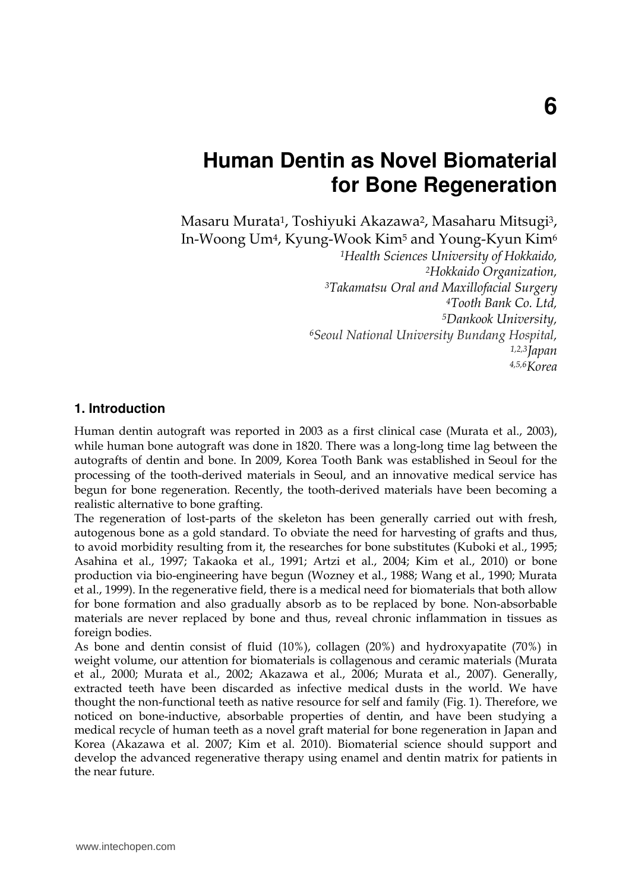# 6

# Human Dentin as Novel Biomaterial for Bone Regeneration

Masaru Murata[1], Toshiyuki Akazawa[2], Masaharu Mitsugi[3], In-Woong Um[4], Kyung-Wook Kim[5] and Young-Kyun Kim[6]

*[1]Health Sciences University of Hokkaido,*
*[2]Hokkaido Organization,*
*[3]Takamatsu Oral and Maxillofacial Surgery*
*[4]Tooth Bank Co. Ltd,*
*[5]Dankook University,*
*[6]Seoul National University Bundang Hospital,*
*[1,2,3]Japan*
*[4,5,6]Korea*

## 1. Introduction

Human dentin autograft was reported in 2003 as a first clinical case (Murata et al., 2003), while human bone autograft was done in 1820. There was a long-long time lag between the autografts of dentin and bone. In 2009, Korea Tooth Bank was established in Seoul for the processing of the tooth-derived materials in Seoul, and an innovative medical service has begun for bone regeneration. Recently, the tooth-derived materials have been becoming a realistic alternative to bone grafting.

The regeneration of lost-parts of the skeleton has been generally carried out with fresh, autogenous bone as a gold standard. To obviate the need for harvesting of grafts and thus, to avoid morbidity resulting from it, the researches for bone substitutes (Kuboki et al., 1995; Asahina et al., 1997; Takaoka et al., 1991; Artzi et al., 2004; Kim et al., 2010) or bone production via bio-engineering have begun (Wozney et al., 1988; Wang et al., 1990; Murata et al., 1999). In the regenerative field, there is a medical need for biomaterials that both allow for bone formation and also gradually absorb as to be replaced by bone. Non-absorbable materials are never replaced by bone and thus, reveal chronic inflammation in tissues as foreign bodies.

As bone and dentin consist of fluid (10%), collagen (20%) and hydroxyapatite (70%) in weight volume, our attention for biomaterials is collagenous and ceramic materials (Murata et al., 2000; Murata et al., 2002; Akazawa et al., 2006; Murata et al., 2007). Generally, extracted teeth have been discarded as infective medical dusts in the world. We have thought the non-functional teeth as native resource for self and family (Fig. 1). Therefore, we noticed on bone-inductive, absorbable properties of dentin, and have been studying a medical recycle of human teeth as a novel graft material for bone regeneration in Japan and Korea (Akazawa et al. 2007; Kim et al. 2010). Biomaterial science should support and develop the advanced regenerative therapy using enamel and dentin matrix for patients in the near future.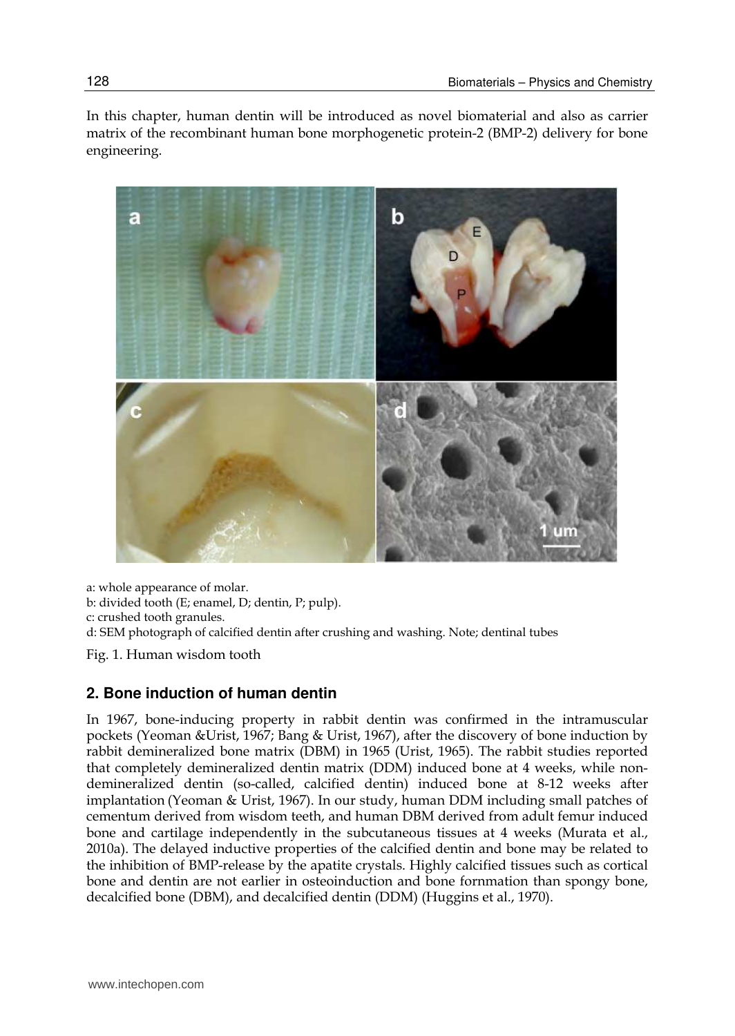In this chapter, human dentin will be introduced as novel biomaterial and also as carrier matrix of the recombinant human bone morphogenetic protein-2 (BMP-2) delivery for bone engineering.

a: whole appearance of molar.
b: divided tooth (E; enamel, D; dentin, P; pulp).
c: crushed tooth granules.
d: SEM photograph of calcified dentin after crushing and washing. Note; dentinal tubes

Fig. 1. Human wisdom tooth

## 2. Bone induction of human dentin

In 1967, bone-inducing property in rabbit dentin was confirmed in the intramuscular pockets (Yeoman &Urist, 1967; Bang & Urist, 1967), after the discovery of bone induction by rabbit demineralized bone matrix (DBM) in 1965 (Urist, 1965). The rabbit studies reported that completely demineralized dentin matrix (DDM) induced bone at 4 weeks, while non-demineralized dentin (so-called, calcified dentin) induced bone at 8-12 weeks after implantation (Yeoman & Urist, 1967). In our study, human DDM including small patches of cementum derived from wisdom teeth, and human DBM derived from adult femur induced bone and cartilage independently in the subcutaneous tissues at 4 weeks (Murata et al., 2010a). The delayed inductive properties of the calcified dentin and bone may be related to the inhibition of BMP-release by the apatite crystals. Highly calcified tissues such as cortical bone and dentin are not earlier in osteoinduction and bone fornmation than spongy bone, decalcified bone (DBM), and decalcified dentin (DDM) (Huggins et al., 1970).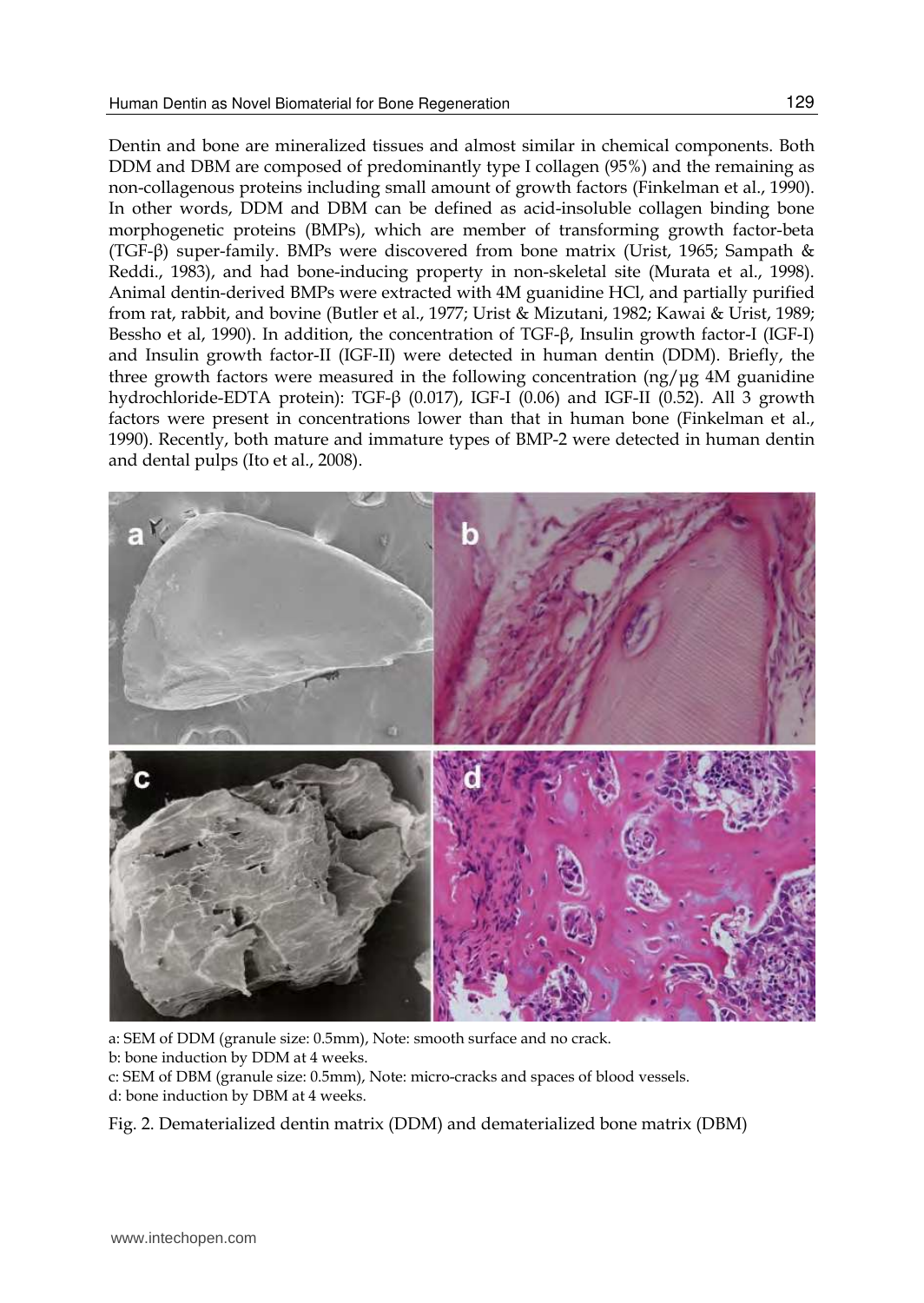Dentin and bone are mineralized tissues and almost similar in chemical components. Both DDM and DBM are composed of predominantly type I collagen (95%) and the remaining as non-collagenous proteins including small amount of growth factors (Finkelman et al., 1990). In other words, DDM and DBM can be defined as acid-insoluble collagen binding bone morphogenetic proteins (BMPs), which are member of transforming growth factor-beta (TGF-β) super-family. BMPs were discovered from bone matrix (Urist, 1965; Sampath & Reddi., 1983), and had bone-inducing property in non-skeletal site (Murata et al., 1998). Animal dentin-derived BMPs were extracted with 4M guanidine HCl, and partially purified from rat, rabbit, and bovine (Butler et al., 1977; Urist & Mizutani, 1982; Kawai & Urist, 1989; Bessho et al, 1990). In addition, the concentration of TGF-β, Insulin growth factor-I (IGF-I) and Insulin growth factor-II (IGF-II) were detected in human dentin (DDM). Briefly, the three growth factors were measured in the following concentration (ng/μg 4M guanidine hydrochloride-EDTA protein): TGF-β (0.017), IGF-I (0.06) and IGF-II (0.52). All 3 growth factors were present in concentrations lower than that in human bone (Finkelman et al., 1990). Recently, both mature and immature types of BMP-2 were detected in human dentin and dental pulps (Ito et al., 2008).

a: SEM of DDM (granule size: 0.5mm), Note: smooth surface and no crack.
b: bone induction by DDM at 4 weeks.
c: SEM of DBM (granule size: 0.5mm), Note: micro-cracks and spaces of blood vessels.
d: bone induction by DBM at 4 weeks.

Fig. 2. Dematerialized dentin matrix (DDM) and dematerialized bone matrix (DBM)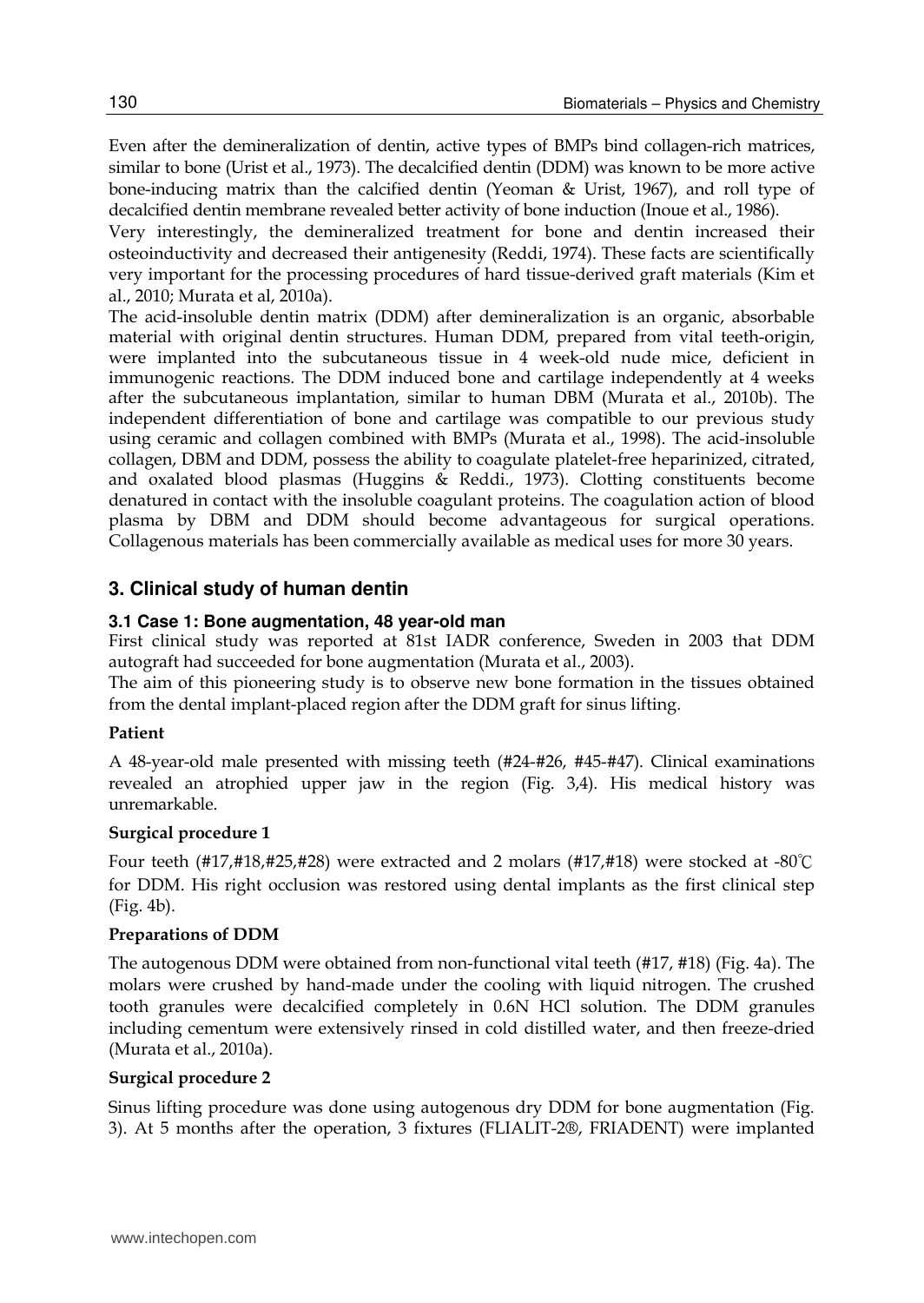Even after the demineralization of dentin, active types of BMPs bind collagen-rich matrices, similar to bone (Urist et al., 1973). The decalcified dentin (DDM) was known to be more active bone-inducing matrix than the calcified dentin (Yeoman & Urist, 1967), and roll type of decalcified dentin membrane revealed better activity of bone induction (Inoue et al., 1986).

Very interestingly, the demineralized treatment for bone and dentin increased their osteoinductivity and decreased their antigenesity (Reddi, 1974). These facts are scientifically very important for the processing procedures of hard tissue-derived graft materials (Kim et al., 2010; Murata et al, 2010a).

The acid-insoluble dentin matrix (DDM) after demineralization is an organic, absorbable material with original dentin structures. Human DDM, prepared from vital teeth-origin, were implanted into the subcutaneous tissue in 4 week-old nude mice, deficient in immunogenic reactions. The DDM induced bone and cartilage independently at 4 weeks after the subcutaneous implantation, similar to human DBM (Murata et al., 2010b). The independent differentiation of bone and cartilage was compatible to our previous study using ceramic and collagen combined with BMPs (Murata et al., 1998). The acid-insoluble collagen, DBM and DDM, possess the ability to coagulate platelet-free heparinized, citrated, and oxalated blood plasmas (Huggins & Reddi., 1973). Clotting constituents become denatured in contact with the insoluble coagulant proteins. The coagulation action of blood plasma by DBM and DDM should become advantageous for surgical operations. Collagenous materials has been commercially available as medical uses for more 30 years.

## 3. Clinical study of human dentin

### 3.1 Case 1: Bone augmentation, 48 year-old man

First clinical study was reported at 81st IADR conference, Sweden in 2003 that DDM autograft had succeeded for bone augmentation (Murata et al., 2003).

The aim of this pioneering study is to observe new bone formation in the tissues obtained from the dental implant-placed region after the DDM graft for sinus lifting.

**Patient**

A 48-year-old male presented with missing teeth (#24-#26, #45-#47). Clinical examinations revealed an atrophied upper jaw in the region (Fig. 3,4). His medical history was unremarkable.

**Surgical procedure 1**

Four teeth (#17,#18,#25,#28) were extracted and 2 molars (#17,#18) were stocked at -80℃ for DDM. His right occlusion was restored using dental implants as the first clinical step (Fig. 4b).

**Preparations of DDM**

The autogenous DDM were obtained from non-functional vital teeth (#17, #18) (Fig. 4a). The molars were crushed by hand-made under the cooling with liquid nitrogen. The crushed tooth granules were decalcified completely in 0.6N HCl solution. The DDM granules including cementum were extensively rinsed in cold distilled water, and then freeze-dried (Murata et al., 2010a).

**Surgical procedure 2**

Sinus lifting procedure was done using autogenous dry DDM for bone augmentation (Fig. 3). At 5 months after the operation, 3 fixtures (FLIALIT-2®, FRIADENT) were implanted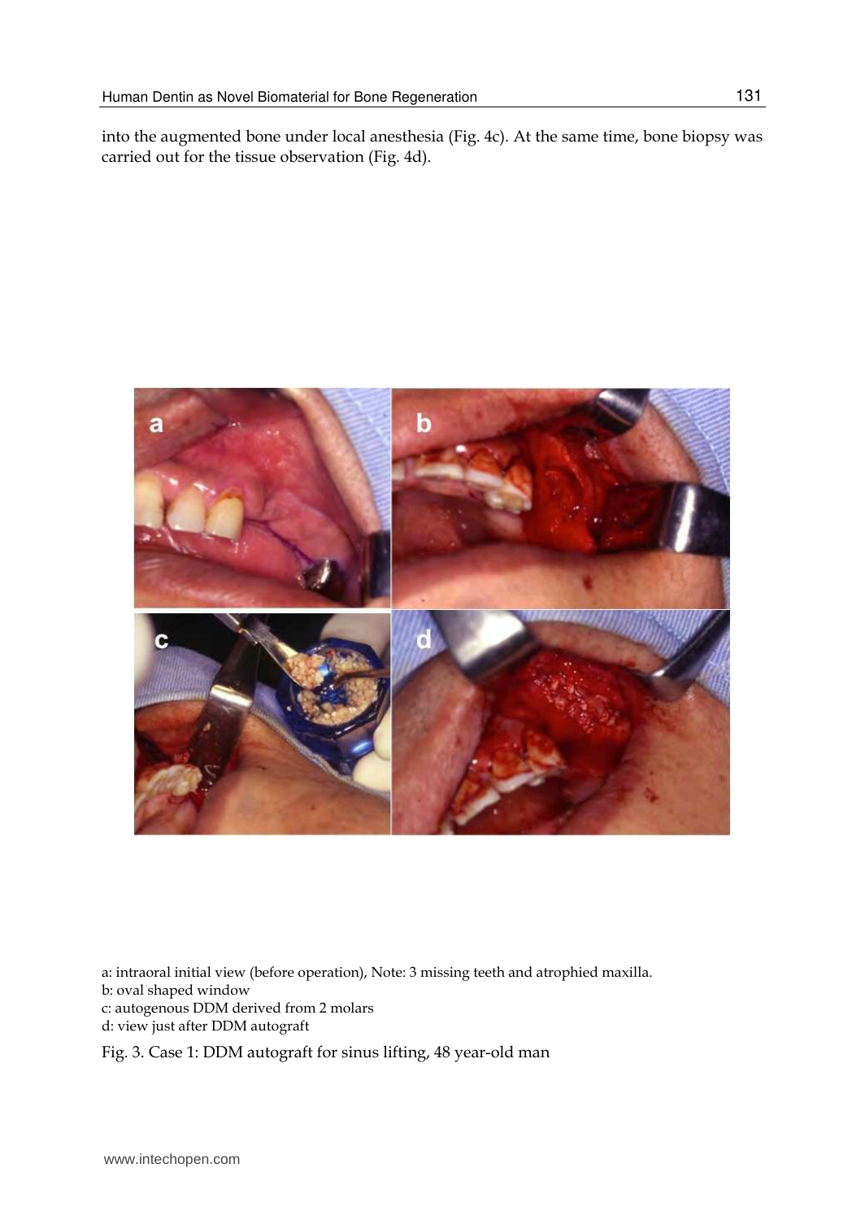into the augmented bone under local anesthesia (Fig. 4c). At the same time, bone biopsy was carried out for the tissue observation (Fig. 4d).

a: intraoral initial view (before operation), Note: 3 missing teeth and atrophied maxilla.
b: oval shaped window
c: autogenous DDM derived from 2 molars
d: view just after DDM autograft

Fig. 3. Case 1: DDM autograft for sinus lifting, 48 year-old man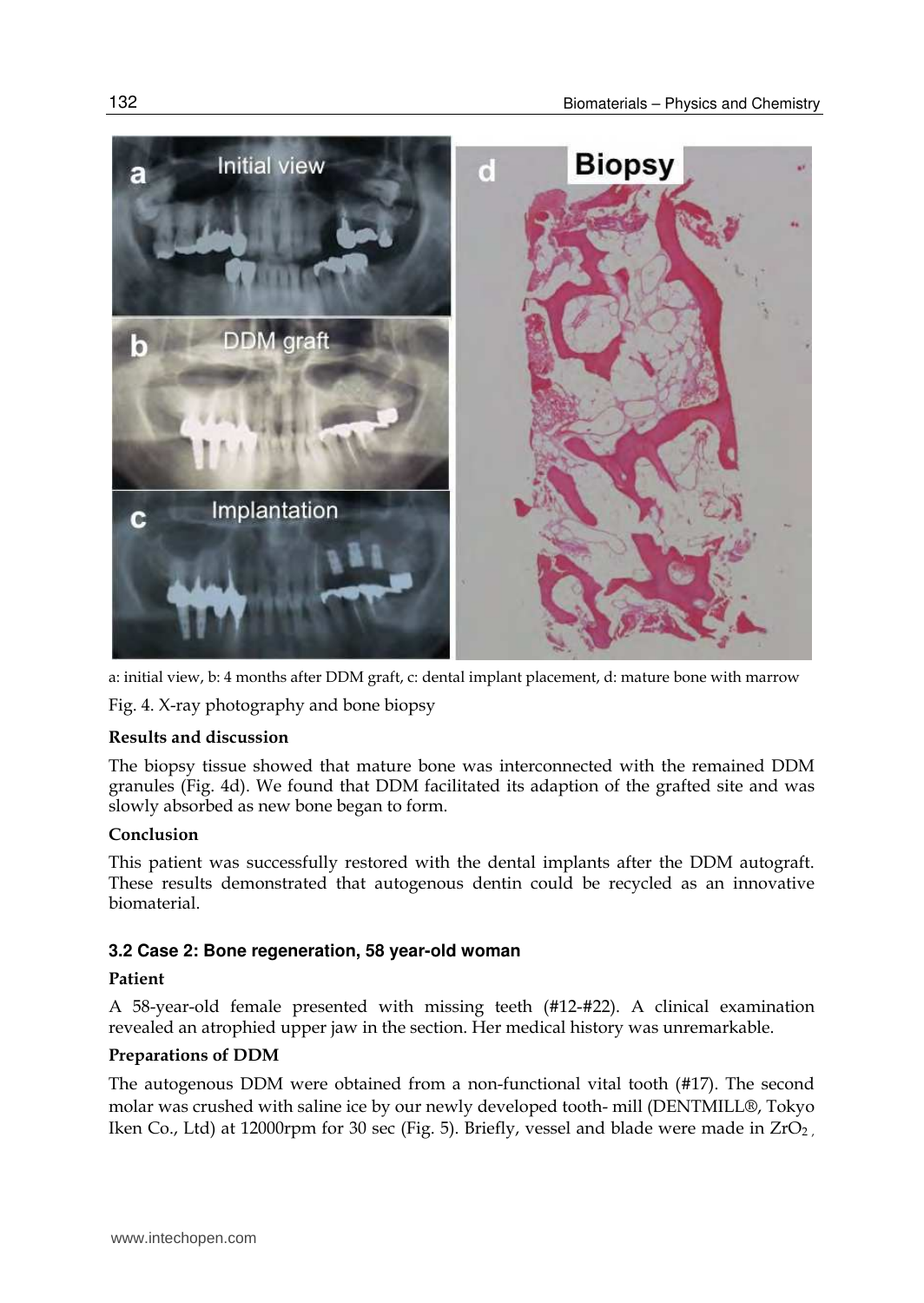a: initial view, b: 4 months after DDM graft, c: dental implant placement, d: mature bone with marrow

Fig. 4. X-ray photography and bone biopsy

**Results and discussion**

The biopsy tissue showed that mature bone was interconnected with the remained DDM granules (Fig. 4d). We found that DDM facilitated its adaption of the grafted site and was slowly absorbed as new bone began to form.

**Conclusion**

This patient was successfully restored with the dental implants after the DDM autograft. These results demonstrated that autogenous dentin could be recycled as an innovative biomaterial.

### 3.2 Case 2: Bone regeneration, 58 year-old woman

**Patient**

A 58-year-old female presented with missing teeth (#12-#22). A clinical examination revealed an atrophied upper jaw in the section. Her medical history was unremarkable.

**Preparations of DDM**

The autogenous DDM were obtained from a non-functional vital tooth (#17). The second molar was crushed with saline ice by our newly developed tooth- mill (DENTMILL®, Tokyo Iken Co., Ltd) at 12000rpm for 30 sec (Fig. 5). Briefly, vessel and blade were made in $ZrO_2$,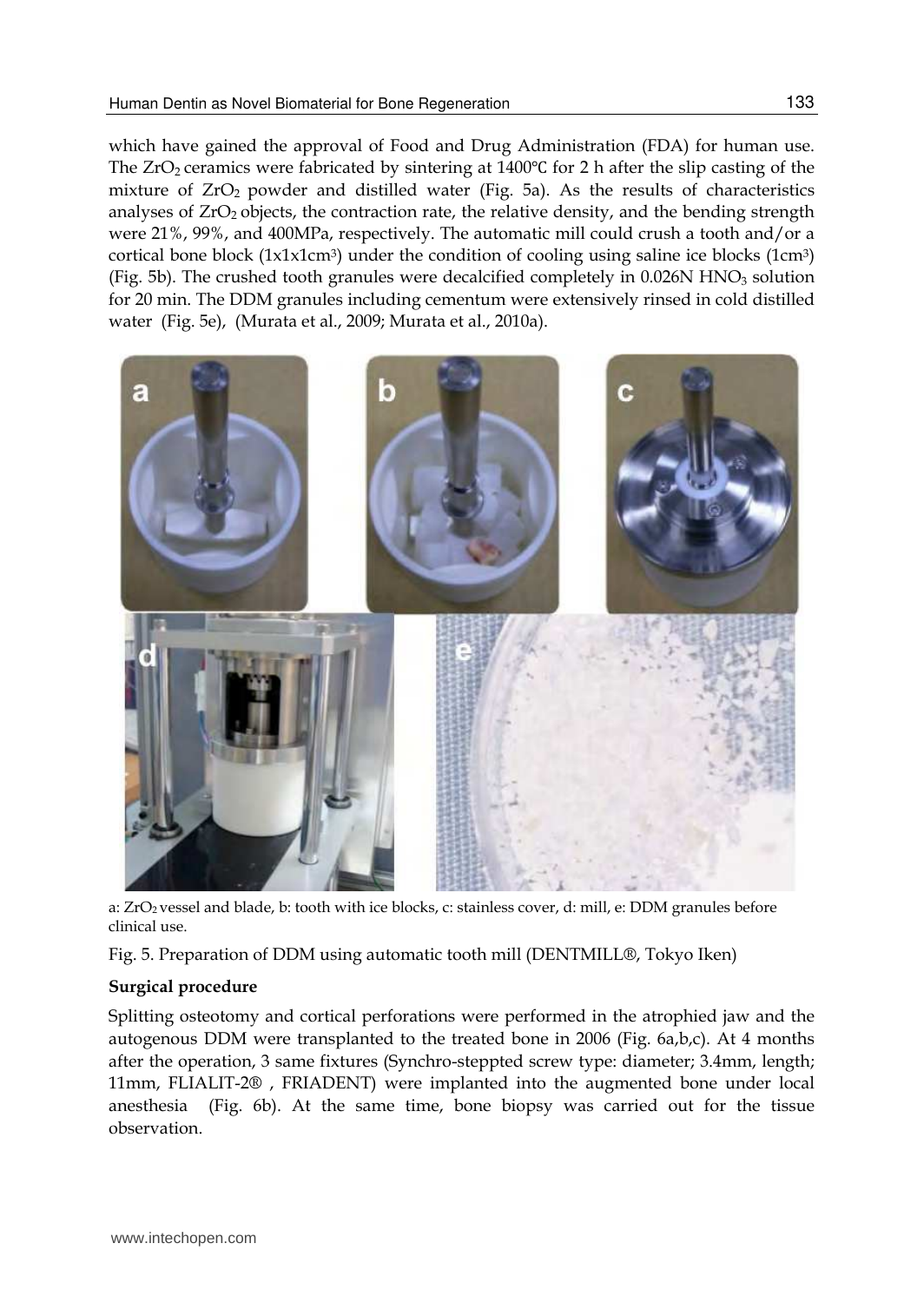which have gained the approval of Food and Drug Administration (FDA) for human use. The $ZrO_2$ ceramics were fabricated by sintering at 1400℃ for 2 h after the slip casting of the mixture of $ZrO_2$ powder and distilled water (Fig. 5a). As the results of characteristics analyses of $ZrO_2$ objects, the contraction rate, the relative density, and the bending strength were 21%, 99%, and 400MPa, respectively. The automatic mill could crush a tooth and/or a cortical bone block ($1x1x1cm^3$) under the condition of cooling using saline ice blocks ($1cm^3$) (Fig. 5b). The crushed tooth granules were decalcified completely in 0.026N $HNO_3$ solution for 20 min. The DDM granules including cementum were extensively rinsed in cold distilled water (Fig. 5e), (Murata et al., 2009; Murata et al., 2010a).

a: $ZrO_2$ vessel and blade, b: tooth with ice blocks, c: stainless cover, d: mill, e: DDM granules before clinical use.

Fig. 5. Preparation of DDM using automatic tooth mill (DENTMILL®, Tokyo Iken)

**Surgical procedure**

Splitting osteotomy and cortical perforations were performed in the atrophied jaw and the autogenous DDM were transplanted to the treated bone in 2006 (Fig. 6a,b,c). At 4 months after the operation, 3 same fixtures (Synchro-steppted screw type: diameter; 3.4mm, length; 11mm, FLIALIT-2® , FRIADENT) were implanted into the augmented bone under local anesthesia (Fig. 6b). At the same time, bone biopsy was carried out for the tissue observation.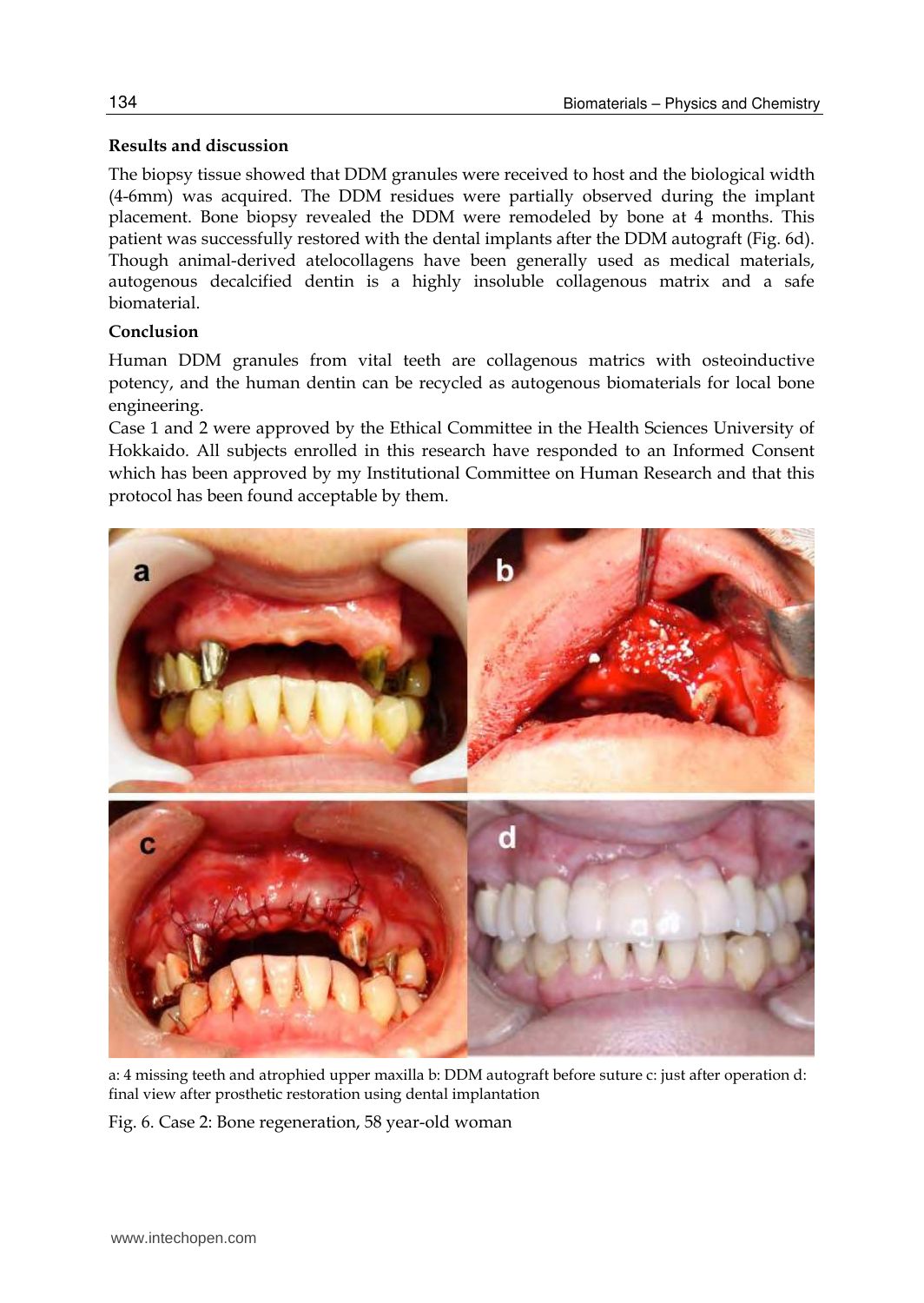**Results and discussion**

The biopsy tissue showed that DDM granules were received to host and the biological width (4-6mm) was acquired. The DDM residues were partially observed during the implant placement. Bone biopsy revealed the DDM were remodeled by bone at 4 months. This patient was successfully restored with the dental implants after the DDM autograft (Fig. 6d). Though animal-derived atelocollagens have been generally used as medical materials, autogenous decalcified dentin is a highly insoluble collagenous matrix and a safe biomaterial.

**Conclusion**

Human DDM granules from vital teeth are collagenous matrics with osteoinductive potency, and the human dentin can be recycled as autogenous biomaterials for local bone engineering.

Case 1 and 2 were approved by the Ethical Committee in the Health Sciences University of Hokkaido. All subjects enrolled in this research have responded to an Informed Consent which has been approved by my Institutional Committee on Human Research and that this protocol has been found acceptable by them.

a: 4 missing teeth and atrophied upper maxilla b: DDM autograft before suture c: just after operation d: final view after prosthetic restoration using dental implantation

Fig. 6. Case 2: Bone regeneration, 58 year-old woman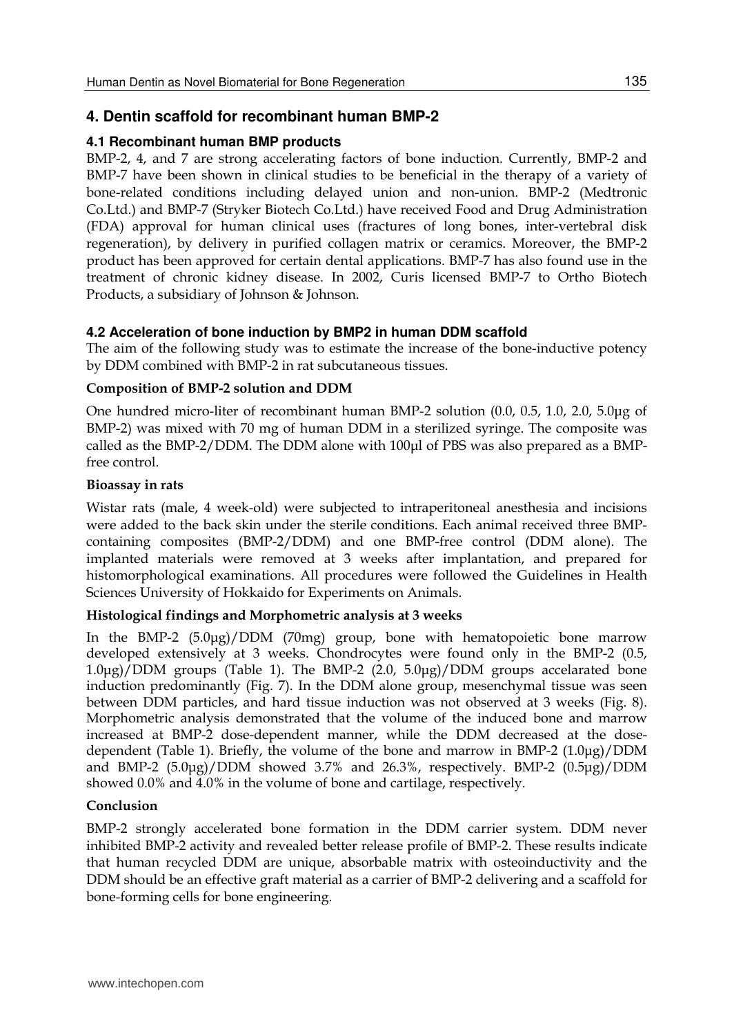## 4. Dentin scaffold for recombinant human BMP-2

### 4.1 Recombinant human BMP products

BMP-2, 4, and 7 are strong accelerating factors of bone induction. Currently, BMP-2 and BMP-7 have been shown in clinical studies to be beneficial in the therapy of a variety of bone-related conditions including delayed union and non-union. BMP-2 (Medtronic Co.Ltd.) and BMP-7 (Stryker Biotech Co.Ltd.) have received Food and Drug Administration (FDA) approval for human clinical uses (fractures of long bones, inter-vertebral disk regeneration), by delivery in purified collagen matrix or ceramics. Moreover, the BMP-2 product has been approved for certain dental applications. BMP-7 has also found use in the treatment of chronic kidney disease. In 2002, Curis licensed BMP-7 to Ortho Biotech Products, a subsidiary of Johnson & Johnson.

### 4.2 Acceleration of bone induction by BMP2 in human DDM scaffold

The aim of the following study was to estimate the increase of the bone-inductive potency by DDM combined with BMP-2 in rat subcutaneous tissues.

**Composition of BMP-2 solution and DDM**

One hundred micro-liter of recombinant human BMP-2 solution (0.0, 0.5, 1.0, 2.0, 5.0μg of BMP-2) was mixed with 70 mg of human DDM in a sterilized syringe. The composite was called as the BMP-2/DDM. The DDM alone with 100μl of PBS was also prepared as a BMP-free control.

**Bioassay in rats**

Wistar rats (male, 4 week-old) were subjected to intraperitoneal anesthesia and incisions were added to the back skin under the sterile conditions. Each animal received three BMP-containing composites (BMP-2/DDM) and one BMP-free control (DDM alone). The implanted materials were removed at 3 weeks after implantation, and prepared for histomorphological examinations. All procedures were followed the Guidelines in Health Sciences University of Hokkaido for Experiments on Animals.

**Histological findings and Morphometric analysis at 3 weeks**

In the BMP-2 (5.0μg)/DDM (70mg) group, bone with hematopoietic bone marrow developed extensively at 3 weeks. Chondrocytes were found only in the BMP-2 (0.5, 1.0μg)/DDM groups (Table 1). The BMP-2 (2.0, 5.0μg)/DDM groups accelarated bone induction predominantly (Fig. 7). In the DDM alone group, mesenchymal tissue was seen between DDM particles, and hard tissue induction was not observed at 3 weeks (Fig. 8). Morphometric analysis demonstrated that the volume of the induced bone and marrow increased at BMP-2 dose-dependent manner, while the DDM decreased at the dose-dependent (Table 1). Briefly, the volume of the bone and marrow in BMP-2 (1.0μg)/DDM and BMP-2 (5.0μg)/DDM showed 3.7% and 26.3%, respectively. BMP-2 (0.5μg)/DDM showed 0.0% and 4.0% in the volume of bone and cartilage, respectively.

**Conclusion**

BMP-2 strongly accelerated bone formation in the DDM carrier system. DDM never inhibited BMP-2 activity and revealed better release profile of BMP-2. These results indicate that human recycled DDM are unique, absorbable matrix with osteoinductivity and the DDM should be an effective graft material as a carrier of BMP-2 delivering and a scaffold for bone-forming cells for bone engineering.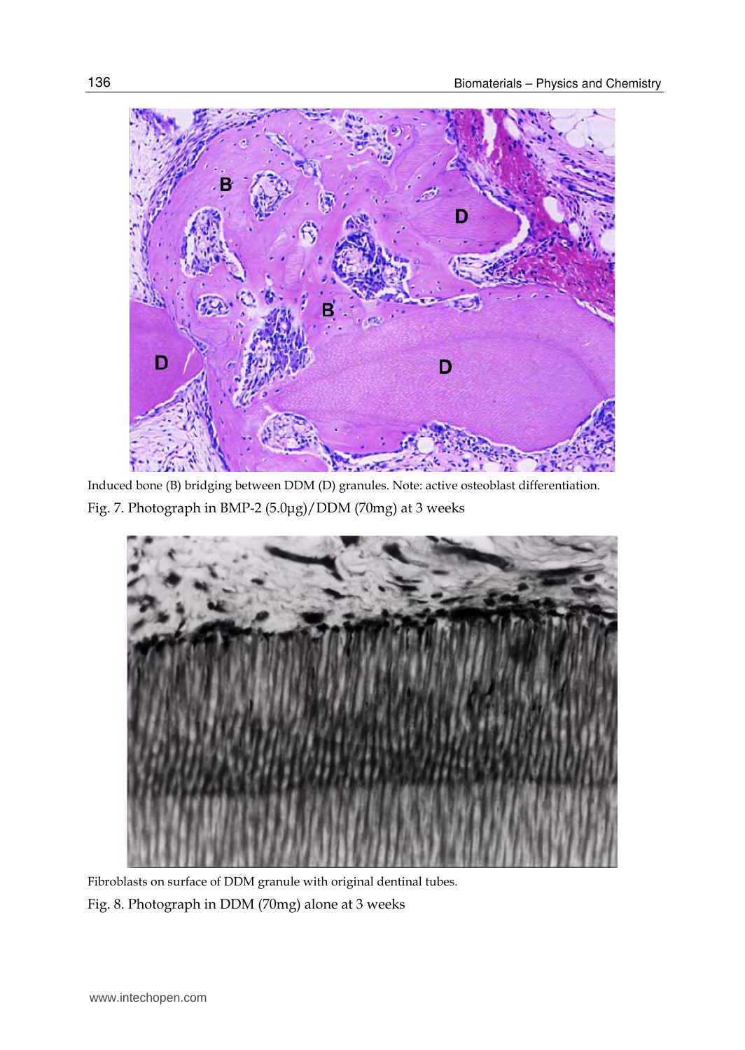Induced bone (B) bridging between DDM (D) granules. Note: active osteoblast differentiation.

Fig. 7. Photograph in BMP-2 (5.0μg)/DDM (70mg) at 3 weeks

Fibroblasts on surface of DDM granule with original dentinal tubes.

Fig. 8. Photograph in DDM (70mg) alone at 3 weeks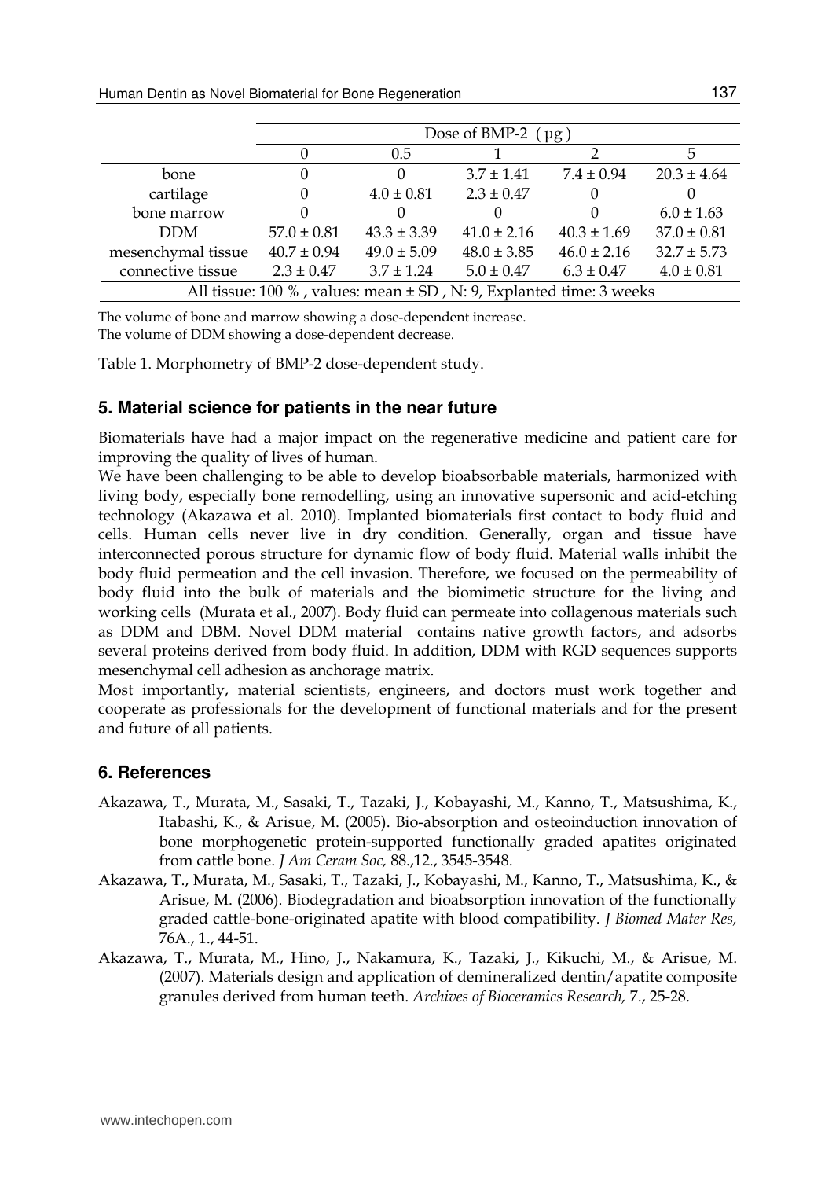| | Dose of BMP-2 ( μg ) | | | | |
|---|---|---|---|---|---|
| | 0 | 0.5 | 1 | 2 | 5 |
| bone | 0 | 0 | 3.7 ± 1.41 | 7.4 ± 0.94 | 20.3 ± 4.64 |
| cartilage | 0 | 4.0 ± 0.81 | 2.3 ± 0.47 | 0 | 0 |
| bone marrow | 0 | 0 | 0 | 0 | 6.0 ± 1.63 |
| DDM | 57.0 ± 0.81 | 43.3 ± 3.39 | 41.0 ± 2.16 | 40.3 ± 1.69 | 37.0 ± 0.81 |
| mesenchymal tissue | 40.7 ± 0.94 | 49.0 ± 5.09 | 48.0 ± 3.85 | 46.0 ± 2.16 | 32.7 ± 5.73 |
| connective tissue | 2.3 ± 0.47 | 3.7 ± 1.24 | 5.0 ± 0.47 | 6.3 ± 0.47 | 4.0 ± 0.81 |
| All tissue: 100 % , values: mean ± SD , N: 9, Explanted time: 3 weeks | | | | | |

The volume of bone and marrow showing a dose-dependent increase.
The volume of DDM showing a dose-dependent decrease.

Table 1. Morphometry of BMP-2 dose-dependent study.

## 5. Material science for patients in the near future

Biomaterials have had a major impact on the regenerative medicine and patient care for improving the quality of lives of human.

We have been challenging to be able to develop bioabsorbable materials, harmonized with living body, especially bone remodelling, using an innovative supersonic and acid-etching technology (Akazawa et al. 2010). Implanted biomaterials first contact to body fluid and cells. Human cells never live in dry condition. Generally, organ and tissue have interconnected porous structure for dynamic flow of body fluid. Material walls inhibit the body fluid permeation and the cell invasion. Therefore, we focused on the permeability of body fluid into the bulk of materials and the biomimetic structure for the living and working cells (Murata et al., 2007). Body fluid can permeate into collagenous materials such as DDM and DBM. Novel DDM material contains native growth factors, and adsorbs several proteins derived from body fluid. In addition, DDM with RGD sequences supports mesenchymal cell adhesion as anchorage matrix.

Most importantly, material scientists, engineers, and doctors must work together and cooperate as professionals for the development of functional materials and for the present and future of all patients.

## 6. References

Akazawa, T., Murata, M., Sasaki, T., Tazaki, J., Kobayashi, M., Kanno, T., Matsushima, K., Itabashi, K., & Arisue, M. (2005). Bio-absorption and osteoinduction innovation of bone morphogenetic protein-supported functionally graded apatites originated from cattle bone. *J Am Ceram Soc,* 88.,12., 3545-3548.

Akazawa, T., Murata, M., Sasaki, T., Tazaki, J., Kobayashi, M., Kanno, T., Matsushima, K., & Arisue, M. (2006). Biodegradation and bioabsorption innovation of the functionally graded cattle-bone-originated apatite with blood compatibility. *J Biomed Mater Res,* 76A., 1., 44-51.

Akazawa, T., Murata, M., Hino, J., Nakamura, K., Tazaki, J., Kikuchi, M., & Arisue, M. (2007). Materials design and application of demineralized dentin/apatite composite granules derived from human teeth. *Archives of Bioceramics Research,* 7., 25-28.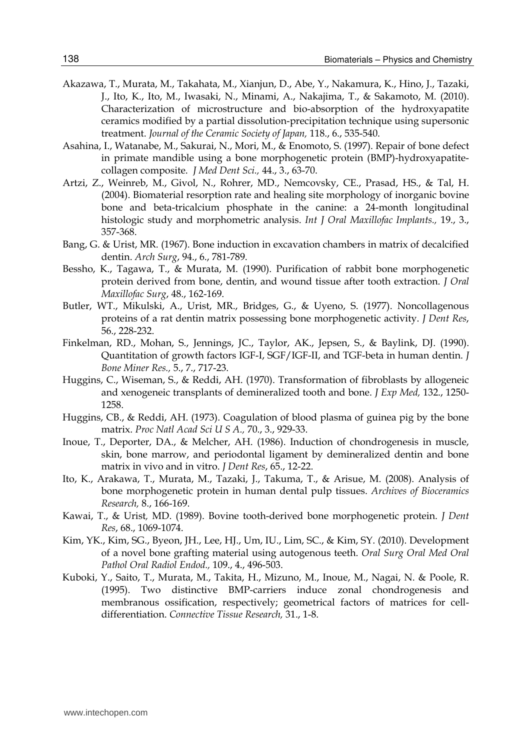Akazawa, T., Murata, M., Takahata, M., Xianjun, D., Abe, Y., Nakamura, K., Hino, J., Tazaki, J., Ito, K., Ito, M., Iwasaki, N., Minami, A., Nakajima, T., & Sakamoto, M. (2010). Characterization of microstructure and bio-absorption of the hydroxyapatite ceramics modified by a partial dissolution-precipitation technique using supersonic treatment. *Journal of the Ceramic Society of Japan,* 118., 6., 535-540.

Asahina, I., Watanabe, M., Sakurai, N., Mori, M., & Enomoto, S. (1997). Repair of bone defect in primate mandible using a bone morphogenetic protein (BMP)-hydroxyapatite-collagen composite. *J Med Dent Sci.,* 44., 3., 63-70.

Artzi, Z., Weinreb, M., Givol, N., Rohrer, MD., Nemcovsky, CE., Prasad, HS., & Tal, H. (2004). Biomaterial resorption rate and healing site morphology of inorganic bovine bone and beta-tricalcium phosphate in the canine: a 24-month longitudinal histologic study and morphometric analysis. *Int J Oral Maxillofac Implants.,* 19., 3., 357-368.

Bang, G. & Urist, MR. (1967). Bone induction in excavation chambers in matrix of decalcified dentin. *Arch Surg*, 94., 6., 781-789.

Bessho, K., Tagawa, T., & Murata, M. (1990). Purification of rabbit bone morphogenetic protein derived from bone, dentin, and wound tissue after tooth extraction. *J Oral Maxillofac Surg*, 48., 162-169.

Butler, WT., Mikulski, A., Urist, MR., Bridges, G., & Uyeno, S. (1977). Noncollagenous proteins of a rat dentin matrix possessing bone morphogenetic activity. *J Dent Res*, 56., 228-232.

Finkelman, RD., Mohan, S., Jennings, JC., Taylor, AK., Jepsen, S., & Baylink, DJ. (1990). Quantitation of growth factors IGF-I, SGF/IGF-II, and TGF-beta in human dentin. *J Bone Miner Res.,* 5., 7., 717-23.

Huggins, C., Wiseman, S., & Reddi, AH. (1970). Transformation of fibroblasts by allogeneic and xenogeneic transplants of demineralized tooth and bone. *J Exp Med,* 132., 1250-1258.

Huggins, CB., & Reddi, AH. (1973). Coagulation of blood plasma of guinea pig by the bone matrix. *Proc Natl Acad Sci U S A.,* 70., 3., 929-33.

Inoue, T., Deporter, DA., & Melcher, AH. (1986). Induction of chondrogenesis in muscle, skin, bone marrow, and periodontal ligament by demineralized dentin and bone matrix in vivo and in vitro. *J Dent Res*, 65., 12-22.

Ito, K., Arakawa, T., Murata, M., Tazaki, J., Takuma, T., & Arisue, M. (2008). Analysis of bone morphogenetic protein in human dental pulp tissues. *Archives of Bioceramics Research,* 8., 166-169.

Kawai, T., & Urist, MD. (1989). Bovine tooth-derived bone morphogenetic protein. *J Dent Res*, 68., 1069-1074.

Kim, YK., Kim, SG., Byeon, JH., Lee, HJ., Um, IU., Lim, SC., & Kim, SY. (2010). Development of a novel bone grafting material using autogenous teeth. *Oral Surg Oral Med Oral Pathol Oral Radiol Endod.,* 109., 4., 496-503.

Kuboki, Y., Saito, T., Murata, M., Takita, H., Mizuno, M., Inoue, M., Nagai, N. & Poole, R. (1995). Two distinctive BMP-carriers induce zonal chondrogenesis and membranous ossification, respectively; geometrical factors of matrices for cell-differentiation. *Connective Tissue Research,* 31., 1-8.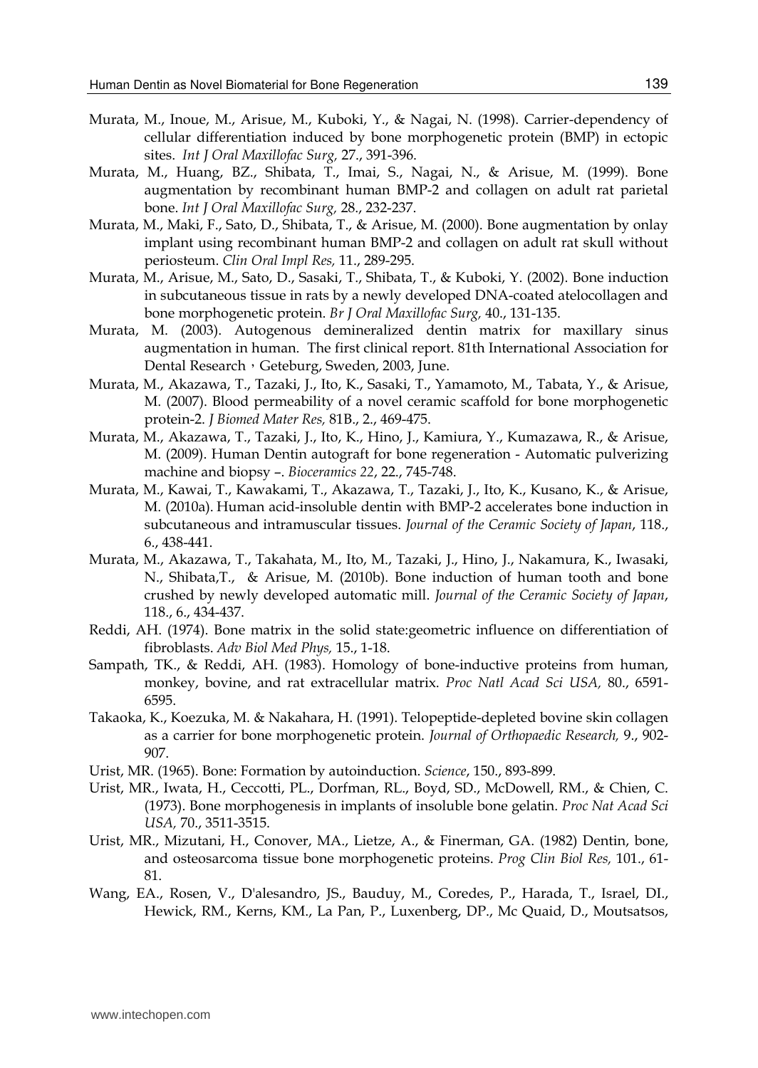Murata, M., Inoue, M., Arisue, M., Kuboki, Y., & Nagai, N. (1998). Carrier-dependency of cellular differentiation induced by bone morphogenetic protein (BMP) in ectopic sites. *Int J Oral Maxillofac Surg,* 27., 391-396.

Murata, M., Huang, BZ., Shibata, T., Imai, S., Nagai, N., & Arisue, M. (1999). Bone augmentation by recombinant human BMP-2 and collagen on adult rat parietal bone. *Int J Oral Maxillofac Surg,* 28., 232-237.

Murata, M., Maki, F., Sato, D., Shibata, T., & Arisue, M. (2000). Bone augmentation by onlay implant using recombinant human BMP-2 and collagen on adult rat skull without periosteum. *Clin Oral Impl Res,* 11., 289-295.

Murata, M., Arisue, M., Sato, D., Sasaki, T., Shibata, T., & Kuboki, Y. (2002). Bone induction in subcutaneous tissue in rats by a newly developed DNA-coated atelocollagen and bone morphogenetic protein. *Br J Oral Maxillofac Surg,* 40., 131-135.

Murata, M. (2003). Autogenous demineralized dentin matrix for maxillary sinus augmentation in human. The first clinical report. 81th International Association for Dental Research，Geteburg, Sweden, 2003, June.

Murata, M., Akazawa, T., Tazaki, J., Ito, K., Sasaki, T., Yamamoto, M., Tabata, Y., & Arisue, M. (2007). Blood permeability of a novel ceramic scaffold for bone morphogenetic protein-2. *J Biomed Mater Res,* 81B., 2., 469-475.

Murata, M., Akazawa, T., Tazaki, J., Ito, K., Hino, J., Kamiura, Y., Kumazawa, R., & Arisue, M. (2009). Human Dentin autograft for bone regeneration - Automatic pulverizing machine and biopsy –. *Bioceramics 22*, 22., 745-748.

Murata, M., Kawai, T., Kawakami, T., Akazawa, T., Tazaki, J., Ito, K., Kusano, K., & Arisue, M. (2010a). Human acid-insoluble dentin with BMP-2 accelerates bone induction in subcutaneous and intramuscular tissues. *Journal of the Ceramic Society of Japan*, 118., 6., 438-441.

Murata, M., Akazawa, T., Takahata, M., Ito, M., Tazaki, J., Hino, J., Nakamura, K., Iwasaki, N., Shibata,T., & Arisue, M. (2010b). Bone induction of human tooth and bone crushed by newly developed automatic mill. *Journal of the Ceramic Society of Japan*, 118., 6., 434-437.

Reddi, AH. (1974). Bone matrix in the solid state:geometric influence on differentiation of fibroblasts. *Adv Biol Med Phys,* 15., 1-18.

Sampath, TK., & Reddi, AH. (1983). Homology of bone-inductive proteins from human, monkey, bovine, and rat extracellular matrix. *Proc Natl Acad Sci USA,* 80., 6591-6595.

Takaoka, K., Koezuka, M. & Nakahara, H. (1991). Telopeptide-depleted bovine skin collagen as a carrier for bone morphogenetic protein. *Journal of Orthopaedic Research,* 9., 902-907.

Urist, MR. (1965). Bone: Formation by autoinduction. *Science*, 150., 893-899.

Urist, MR., Iwata, H., Ceccotti, PL., Dorfman, RL., Boyd, SD., McDowell, RM., & Chien, C. (1973). Bone morphogenesis in implants of insoluble bone gelatin. *Proc Nat Acad Sci USA,* 70., 3511-3515.

Urist, MR., Mizutani, H., Conover, MA., Lietze, A., & Finerman, GA. (1982) Dentin, bone, and osteosarcoma tissue bone morphogenetic proteins. *Prog Clin Biol Res,* 101., 61-81.

Wang, EA., Rosen, V., D'alesandro, JS., Bauduy, M., Coredes, P., Harada, T., Israel, DI., Hewick, RM., Kerns, KM., La Pan, P., Luxenberg, DP., Mc Quaid, D., Moutsatsos,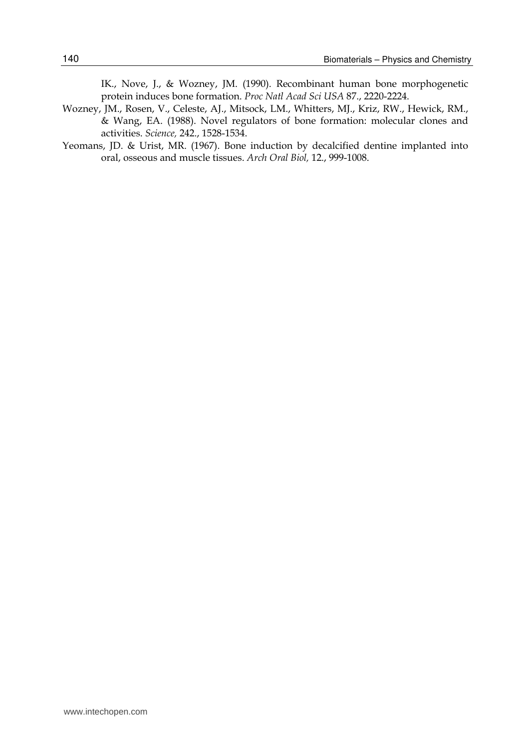IK., Nove, J., & Wozney, JM. (1990). Recombinant human bone morphogenetic protein induces bone formation. *Proc Natl Acad Sci USA* 87., 2220-2224.

Wozney, JM., Rosen, V., Celeste, AJ., Mitsock, LM., Whitters, MJ., Kriz, RW., Hewick, RM., & Wang, EA. (1988). Novel regulators of bone formation: molecular clones and activities. *Science,* 242., 1528-1534.

Yeomans, JD. & Urist, MR. (1967). Bone induction by decalcified dentine implanted into oral, osseous and muscle tissues. *Arch Oral Biol,* 12., 999-1008.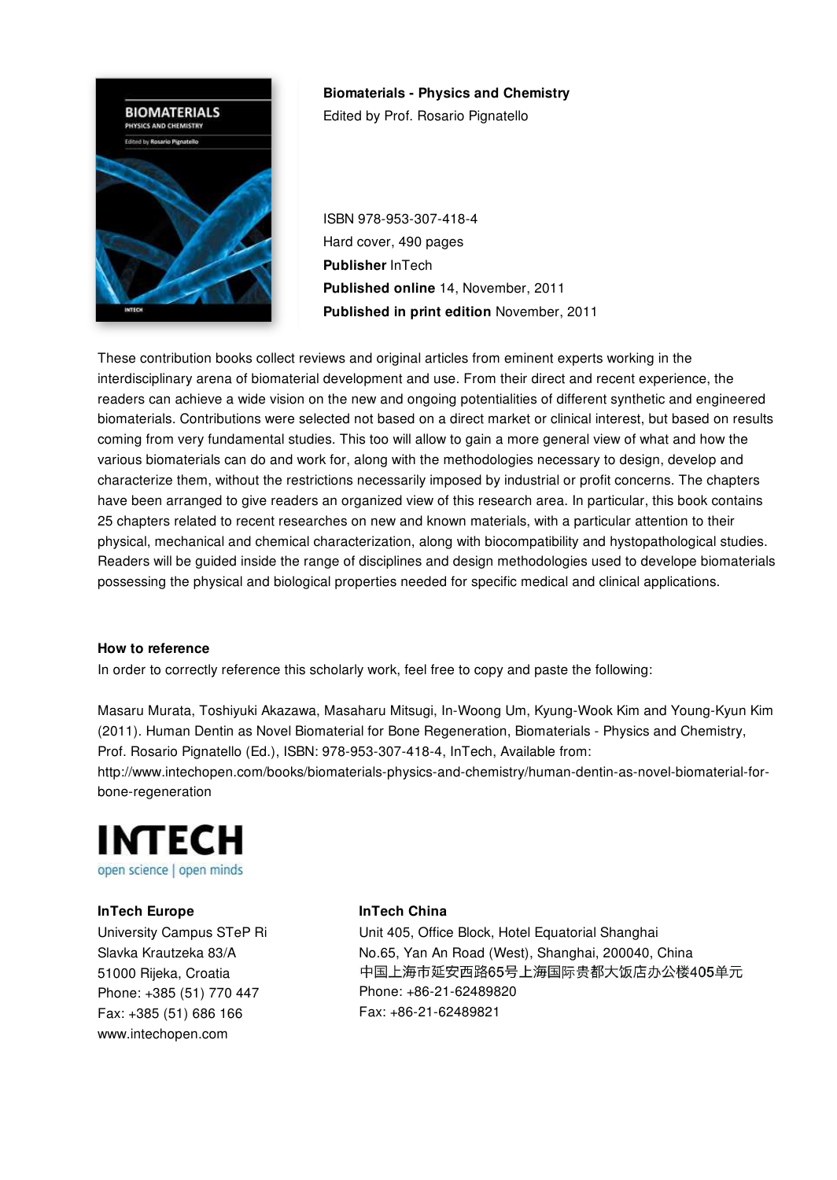**Biomaterials - Physics and Chemistry**
Edited by Prof. Rosario Pignatello

ISBN 978-953-307-418-4
Hard cover, 490 pages
**Publisher** InTech
**Published online** 14, November, 2011
**Published in print edition** November, 2011

These contribution books collect reviews and original articles from eminent experts working in the interdisciplinary arena of biomaterial development and use. From their direct and recent experience, the readers can achieve a wide vision on the new and ongoing potentialities of different synthetic and engineered biomaterials. Contributions were selected not based on a direct market or clinical interest, but based on results coming from very fundamental studies. This too will allow to gain a more general view of what and how the various biomaterials can do and work for, along with the methodologies necessary to design, develop and characterize them, without the restrictions necessarily imposed by industrial or profit concerns. The chapters have been arranged to give readers an organized view of this research area. In particular, this book contains 25 chapters related to recent researches on new and known materials, with a particular attention to their physical, mechanical and chemical characterization, along with biocompatibility and hystopathological studies. Readers will be guided inside the range of disciplines and design methodologies used to develope biomaterials possessing the physical and biological properties needed for specific medical and clinical applications.

**How to reference**

In order to correctly reference this scholarly work, feel free to copy and paste the following:

Masaru Murata, Toshiyuki Akazawa, Masaharu Mitsugi, In-Woong Um, Kyung-Wook Kim and Young-Kyun Kim (2011). Human Dentin as Novel Biomaterial for Bone Regeneration, Biomaterials - Physics and Chemistry, Prof. Rosario Pignatello (Ed.), ISBN: 978-953-307-418-4, InTech, Available from: http://www.intechopen.com/books/biomaterials-physics-and-chemistry/human-dentin-as-novel-biomaterial-for-bone-regeneration

**INTECH**
open science | open minds

**InTech Europe**
University Campus STeP Ri
Slavka Krautzeka 83/A
51000 Rijeka, Croatia
Phone: +385 (51) 770 447
Fax: +385 (51) 686 166
www.intechopen.com

**InTech China**
Unit 405, Office Block, Hotel Equatorial Shanghai
No.65, Yan An Road (West), Shanghai, 200040, China
中国上海市延安西路65号上海国际贵都大饭店办公楼405单元
Phone: +86-21-62489820
Fax: +86-21-62489821